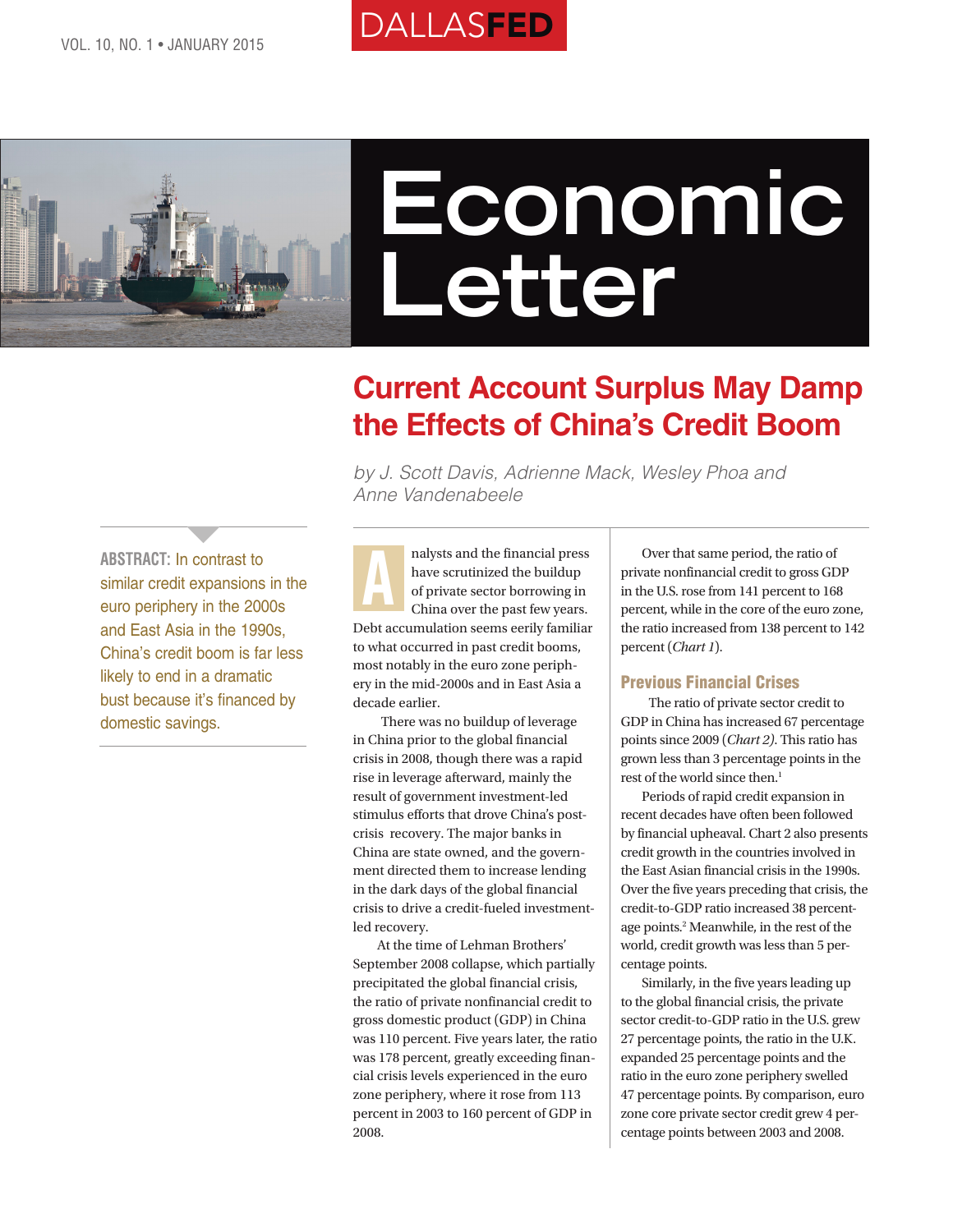# Economic Letter

## Current Account Surplus May Damp the Effects of China's Credit Boom

*by J. Scott Davis, Adrienne Mack, Wesley Phoa and Anne Vandenabeele*

**ABSTRACT:** In contrast to similar credit expansions in the euro periphery in the 2000s and East Asia in the 1990s, China's credit boom is far less likely to end in a dramatic bust because it's financed by domestic savings.

Analysts and the financial press have scrutinized the buildup of private sector borrowing in China over the past few years. Debt accumulation seems eerily familiar to what occurred in past credit booms, most notably in the euro zone periphery in the mid-2000s and in East Asia a decade earlier.

There was no buildup of leverage in China prior to the global financial crisis in 2008, though there was a rapid rise in leverage afterward, mainly the result of government investment-led stimulus efforts that drove China's post-crisis recovery. The major banks in China are state owned, and the government directed them to increase lending in the dark days of the global financial crisis to drive a credit-fueled investment-led recovery.

At the time of Lehman Brothers' September 2008 collapse, which partially precipitated the global financial crisis, the ratio of private nonfinancial credit to gross domestic product (GDP) in China was 110 percent. Five years later, the ratio was 178 percent, greatly exceeding financial crisis levels experienced in the euro zone periphery, where it rose from 113 percent in 2003 to 160 percent of GDP in 2008.

Over that same period, the ratio of private nonfinancial credit to gross GDP in the U.S. rose from 141 percent to 168 percent, while in the core of the euro zone, the ratio increased from 138 percent to 142 percent (*Chart 1*).

### Previous Financial Crises

The ratio of private sector credit to GDP in China has increased 67 percentage points since 2009 (*Chart 2*). This ratio has grown less than 3 percentage points in the rest of the world since then.[1]

Periods of rapid credit expansion in recent decades have often been followed by financial upheaval. Chart 2 also presents credit growth in the countries involved in the East Asian financial crisis in the 1990s. Over the five years preceding that crisis, the credit-to-GDP ratio increased 38 percentage points.[2] Meanwhile, in the rest of the world, credit growth was less than 5 percentage points.

Similarly, in the five years leading up to the global financial crisis, the private sector credit-to-GDP ratio in the U.S. grew 27 percentage points, the ratio in the U.K. expanded 25 percentage points and the ratio in the euro zone periphery swelled 47 percentage points. By comparison, euro zone core private sector credit grew 4 percentage points between 2003 and 2008.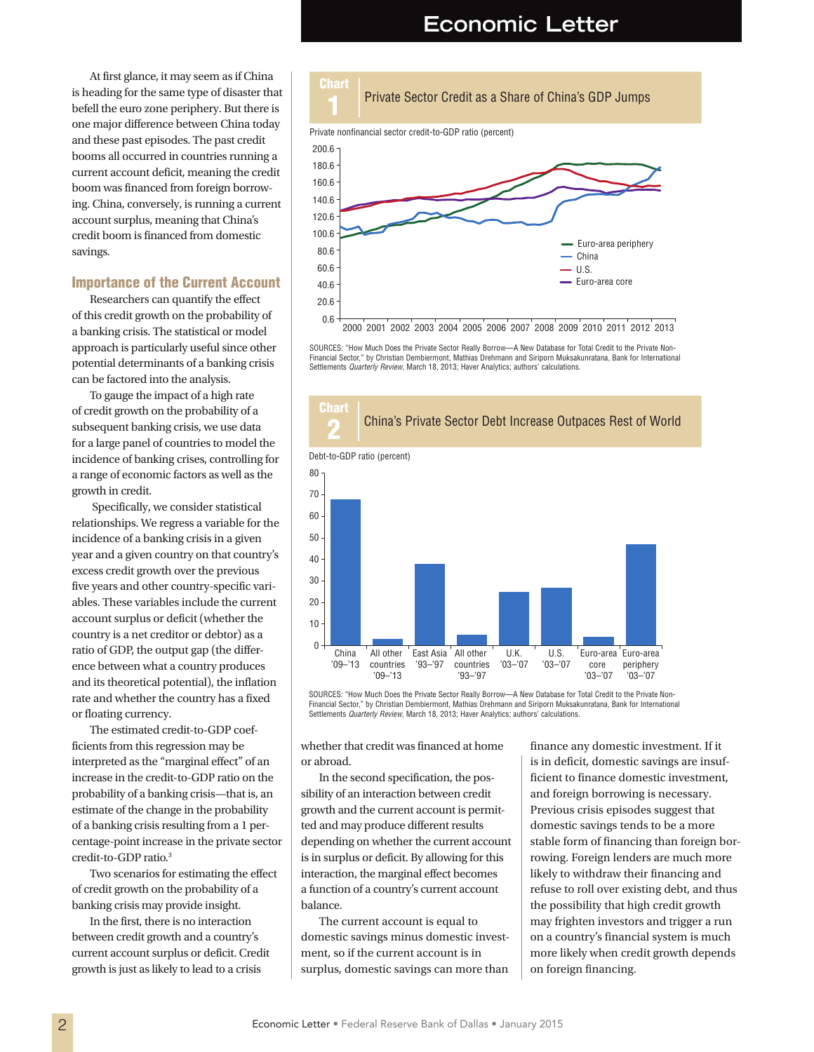At first glance, it may seem as if China is heading for the same type of disaster that befell the euro zone periphery. But there is one major difference between China today and these past episodes. The past credit booms all occurred in countries running a current account deficit, meaning the credit boom was financed from foreign borrowing. China, conversely, is running a current account surplus, meaning that China's credit boom is financed from domestic savings.

## Importance of the Current Account

Researchers can quantify the effect of this credit growth on the probability of a banking crisis. The statistical or model approach is particularly useful since other potential determinants of a banking crisis can be factored into the analysis.

To gauge the impact of a high rate of credit growth on the probability of a subsequent banking crisis, we use data for a large panel of countries to model the incidence of banking crises, controlling for a range of economic factors as well as the growth in credit.

Specifically, we consider statistical relationships. We regress a variable for the incidence of a banking crisis in a given year and a given country on that country's excess credit growth over the previous five years and other country-specific variables. These variables include the current account surplus or deficit (whether the country is a net creditor or debtor) as a ratio of GDP, the output gap (the difference between what a country produces and its theoretical potential), the inflation rate and whether the country has a fixed or floating currency.

The estimated credit-to-GDP coefficients from this regression may be interpreted as the "marginal effect" of an increase in the credit-to-GDP ratio on the probability of a banking crisis—that is, an estimate of the change in the probability of a banking crisis resulting from a 1 percentage-point increase in the private sector credit-to-GDP ratio.[3]

Two scenarios for estimating the effect of credit growth on the probability of a banking crisis may provide insight.

In the first, there is no interaction between credit growth and a country's current account surplus or deficit. Credit growth is just as likely to lead to a crisis whether that credit was financed at home or abroad.

In the second specification, the possibility of an interaction between credit growth and the current account is permitted and may produce different results depending on whether the current account is in surplus or deficit. By allowing for this interaction, the marginal effect becomes a function of a country's current account balance.

The current account is equal to domestic savings minus domestic investment, so if the current account is in surplus, domestic savings can more than finance any domestic investment. If it is in deficit, domestic savings are insufficient to finance domestic investment, and foreign borrowing is necessary. Previous crisis episodes suggest that domestic savings tends to be a more stable form of financing than foreign borrowing. Foreign lenders are much more likely to withdraw their financing and refuse to roll over existing debt, and thus the possibility that high credit growth may frighten investors and trigger a run on a country's financial system is much more likely when credit growth depends on foreign financing.

**Chart 1**
**Private Sector Credit as a Share of China's GDP Jumps**

Private nonfinancial sector credit-to-GDP ratio (percent)

SOURCES: "How Much Does the Private Sector Really Borrow—A New Database for Total Credit to the Private Non-Financial Sector," by Christian Dembiermont, Mathias Drehmann and Siripom Muksakunratana, Bank for International Settlements *Quarterly Review*, March 18, 2013; Haver Analytics; authors' calculations.

**Chart 2**
**China's Private Sector Debt Increase Outpaces Rest of World**

Debt-to-GDP ratio (percent)

SOURCES: "How Much Does the Private Sector Really Borrow—A New Database for Total Credit to the Private Non-Financial Sector," by Christian Dembiermont, Mathias Drehmann and Siripom Muksakunratana, Bank for International Settlements *Quarterly Review*, March 18, 2013; Haver Analytics; authors' calculations.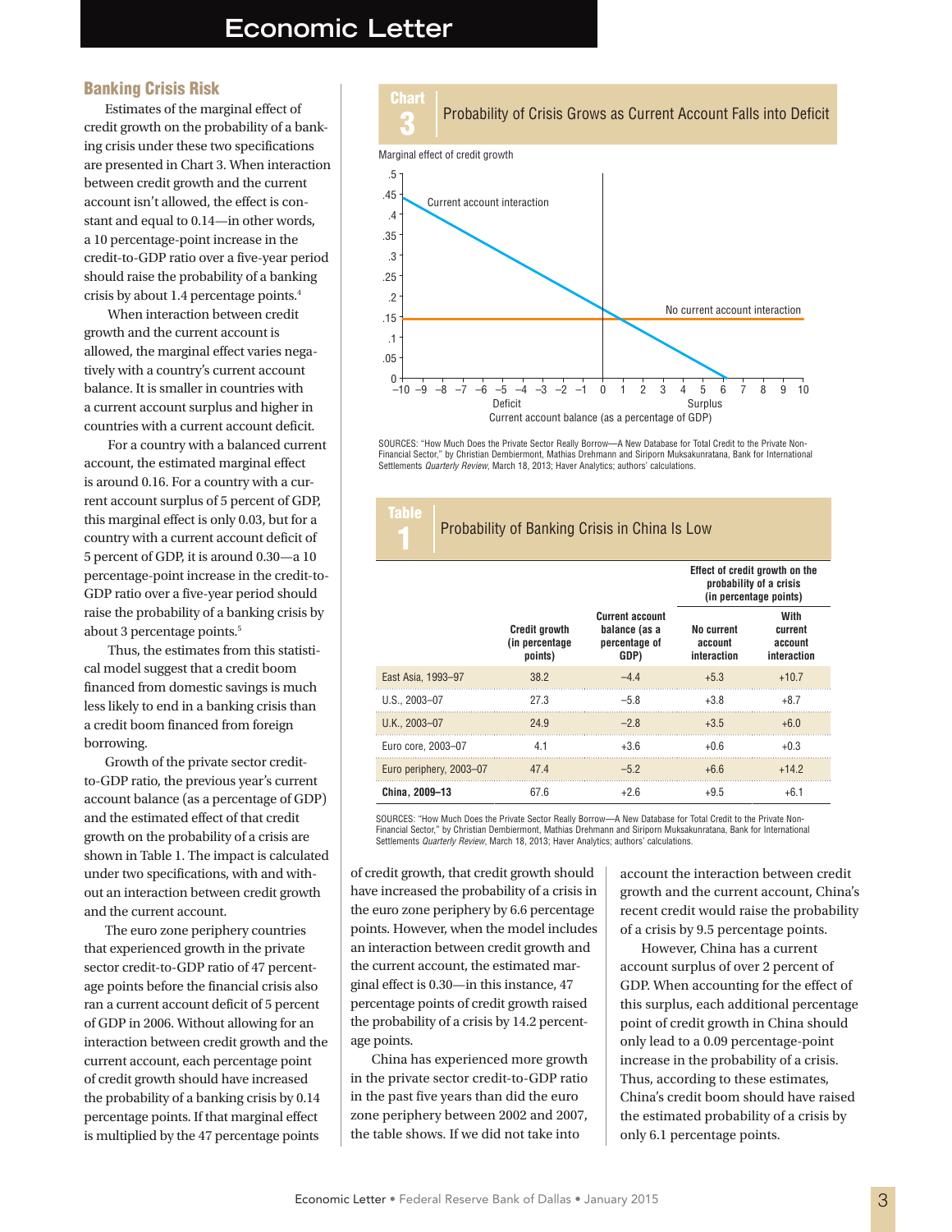## Banking Crisis Risk

Estimates of the marginal effect of credit growth on the probability of a banking crisis under these two specifications are presented in Chart 3. When interaction between credit growth and the current account isn't allowed, the effect is constant and equal to 0.14—in other words, a 10 percentage-point increase in the credit-to-GDP ratio over a five-year period should raise the probability of a banking crisis by about 1.4 percentage points.[4]

When interaction between credit growth and the current account is allowed, the marginal effect varies negatively with a country's current account balance. It is smaller in countries with a current account surplus and higher in countries with a current account deficit.

For a country with a balanced current account, the estimated marginal effect is around 0.16. For a country with a current account surplus of 5 percent of GDP, this marginal effect is only 0.03, but for a country with a current account deficit of 5 percent of GDP, it is around 0.30—a 10 percentage-point increase in the credit-to-GDP ratio over a five-year period should raise the probability of a banking crisis by about 3 percentage points.[5]

Thus, the estimates from this statistical model suggest that a credit boom financed from domestic savings is much less likely to end in a banking crisis than a credit boom financed from foreign borrowing.

Growth of the private sector credit-to-GDP ratio, the previous year's current account balance (as a percentage of GDP) and the estimated effect of that credit growth on the probability of a crisis are shown in Table 1. The impact is calculated under two specifications, with and without an interaction between credit growth and the current account.

The euro zone periphery countries that experienced growth in the private sector credit-to-GDP ratio of 47 percentage points before the financial crisis also ran a current account deficit of 5 percent of GDP in 2006. Without allowing for an interaction between credit growth and the current account, each percentage point of credit growth should have increased the probability of a banking crisis by 0.14 percentage points. If that marginal effect is multiplied by the 47 percentage points of credit growth, that credit growth should have increased the probability of a crisis in the euro zone periphery by 6.6 percentage points. However, when the model included an interaction between credit growth and the current account, the estimated marginal effect is 0.30—in this instance, 47 percentage points of credit growth raised the probability of a crisis by 14.2 percentage points.

China has experienced more growth in the private sector credit-to-GDP ratio in the past five years than did the euro zone periphery between 2002 and 2007, the table shows. If we did not take into account the interaction between credit growth and the current account, China's recent credit would raise the probability of a crisis by 9.5 percentage points.

However, China has a current account surplus of over 2 percent of GDP. When accounting for the effect of this surplus, each additional percentage point of credit growth in China should only lead to a 0.09 percentage-point increase in the probability of a crisis. Thus, according to these estimates, China's credit boom should have raised the estimated probability of a crisis by only 6.1 percentage points.

**Chart 3** Probability of Crisis Grows as Current Account Falls into Deficit

Marginal effect of credit growth

| Current account balance (% of GDP) | Current account interaction | No current account interaction |
|---|---|---|
| −10 | ~.45 | .14 |
| −5 | ~.30 | .14 |
| 0 | ~.16 | .14 |
| 5 | ~.03 | .14 |
| 6 | 0 | .14 |

Current account balance (as a percentage of GDP): Deficit (negative) / Surplus (positive)

SOURCES: "How Much Does the Private Sector Really Borrow—A New Database for Total Credit to the Private Non-Financial Sector," by Christian Dembiermont, Mathias Drehmann and Siriporn Muksakunratana, Bank for International Settlements *Quarterly Review*, March 18, 2013; Haver Analytics; authors' calculations.

**Table 1** Probability of Banking Crisis in China Is Low

| | Credit growth (in percentage points) | Current account balance (as a percentage of GDP) | Effect of credit growth on the probability of a crisis (in percentage points): No current account interaction | With current account interaction |
|---|---|---|---|---|
| East Asia, 1993–97 | 38.2 | −4.4 | +5.3 | +10.7 |
| U.S., 2003–07 | 27.3 | −5.8 | +3.8 | +8.7 |
| U.K., 2003–07 | 24.9 | −2.8 | +3.5 | +6.0 |
| Euro core, 2003–07 | 4.1 | +3.6 | +0.6 | +0.3 |
| Euro periphery, 2003–07 | 47.4 | −5.2 | +6.6 | +14.2 |
| **China, 2009–13** | 67.6 | +2.6 | +9.5 | +6.1 |

SOURCES: "How Much Does the Private Sector Really Borrow—A New Database for Total Credit to the Private Non-Financial Sector," by Christian Dembiermont, Mathias Drehmann and Siriporn Muksakunratana, Bank for International Settlements *Quarterly Review*, March 18, 2013; Haver Analytics; authors' calculations.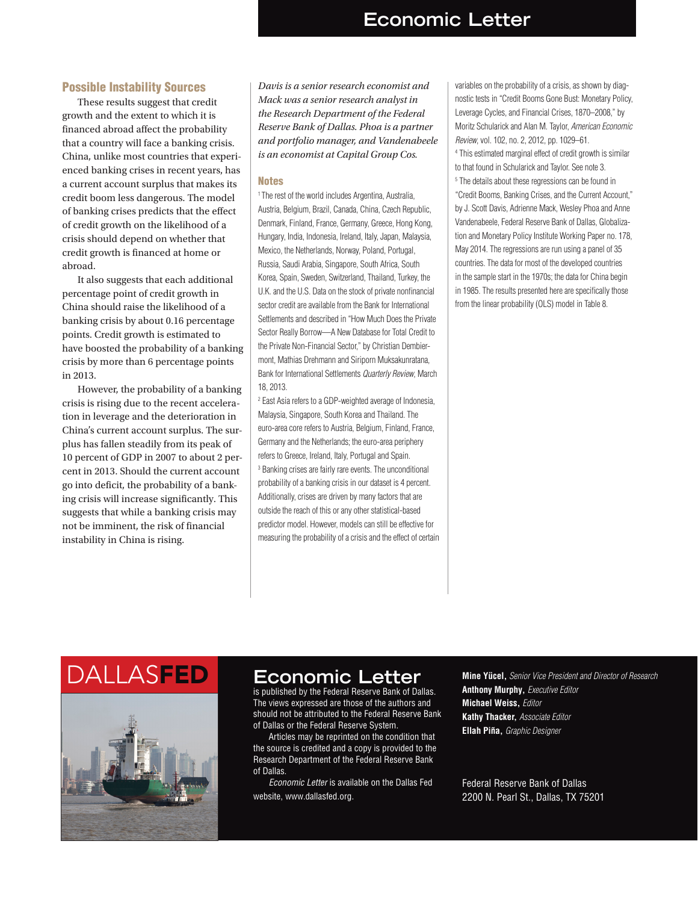## Possible Instability Sources

These results suggest that credit growth and the extent to which it is financed abroad affect the probability that a country will face a banking crisis. China, unlike most countries that experienced banking crises in recent years, has a current account surplus that makes its credit boom less dangerous. The model of banking crises predicts that the effect of credit growth on the likelihood of a crisis should depend on whether that credit growth is financed at home or abroad.

It also suggests that each additional percentage point of credit growth in China should raise the likelihood of a banking crisis by about 0.16 percentage points. Credit growth is estimated to have boosted the probability of a banking crisis by more than 6 percentage points in 2013.

However, the probability of a banking crisis is rising due to the recent acceleration in leverage and the deterioration in China's current account surplus. The surplus has fallen steadily from its peak of 10 percent of GDP in 2007 to about 2 percent in 2013. Should the current account go into deficit, the probability of a banking crisis will increase significantly. This suggests that while a banking crisis may not be imminent, the risk of financial instability in China is rising.

*Davis is a senior research economist and Mack was a senior research analyst in the Research Department of the Federal Reserve Bank of Dallas. Phoa is a partner and portfolio manager, and Vandenabeele is an economist at Capital Group Cos.*

## Notes

[1] The rest of the world includes Argentina, Australia, Austria, Belgium, Brazil, Canada, China, Czech Republic, Denmark, Finland, France, Germany, Greece, Hong Kong, Hungary, India, Indonesia, Ireland, Italy, Japan, Malaysia, Mexico, the Netherlands, Norway, Poland, Portugal, Russia, Saudi Arabia, Singapore, South Africa, South Korea, Spain, Sweden, Switzerland, Thailand, Turkey, the U.K. and the U.S. Data on the stock of private nonfinancial sector credit are available from the Bank for International Settlements and described in "How Much Does the Private Sector Really Borrow—A New Database for Total Credit to the Private Non-Financial Sector," by Christian Dembiermont, Mathias Drehmann and Siripom Muksakunratana, Bank for International Settlements *Quarterly Review*, March 18, 2013.

[2] East Asia refers to a GDP-weighted average of Indonesia, Malaysia, Singapore, South Korea and Thailand. The euro-area core refers to Austria, Belgium, Finland, France, Germany and the Netherlands; the euro-area periphery refers to Greece, Ireland, Italy, Portugal and Spain.

[3] Banking crises are fairly rare events. The unconditional probability of a banking crisis in our dataset is 4 percent. Additionally, crises are driven by many factors that are outside the reach of this or any other statistical-based predictor model. However, models can still be effective for measuring the probability of a crisis and the effect of certain variables on the probability of a crisis, as shown by diagnostic tests in "Credit Booms Gone Bust: Monetary Policy, Leverage Cycles, and Financial Crises, 1870–2008," by Moritz Schularick and Alan M. Taylor, *American Economic Review*, vol. 102, no. 2, 2012, pp. 1029–61.

[4] This estimated marginal effect of credit growth is similar to that found in Schularick and Taylor. See note 3.

[5] The details about these regressions can be found in "Credit Booms, Banking Crises, and the Current Account," by J. Scott Davis, Adrienne Mack, Wesley Phoa and Anne Vandenabeele, Federal Reserve Bank of Dallas, Globalization and Monetary Policy Institute Working Paper no. 178, May 2014. The regressions are run using a panel of 35 countries. The data for most of the developed countries in the sample start in the 1970s; the data for China begin in 1985. The results presented here are specifically those from the linear probability (OLS) model in Table 8.

DALLAS**FED**

**Economic Letter** is published by the Federal Reserve Bank of Dallas. The views expressed are those of the authors and should not be attributed to the Federal Reserve Bank of Dallas or the Federal Reserve System.

Articles may be reprinted on the condition that the source is credited and a copy is provided to the Research Department of the Federal Reserve Bank of Dallas.

*Economic Letter* is available on the Dallas Fed website, www.dallasfed.org.

**Mine Yücel,** *Senior Vice President and Director of Research*
**Anthony Murphy,** *Executive Editor*
**Michael Weiss,** *Editor*
**Kathy Thacker,** *Associate Editor*
**Ellah Piña,** *Graphic Designer*

Federal Reserve Bank of Dallas
2200 N. Pearl St., Dallas, TX 75201